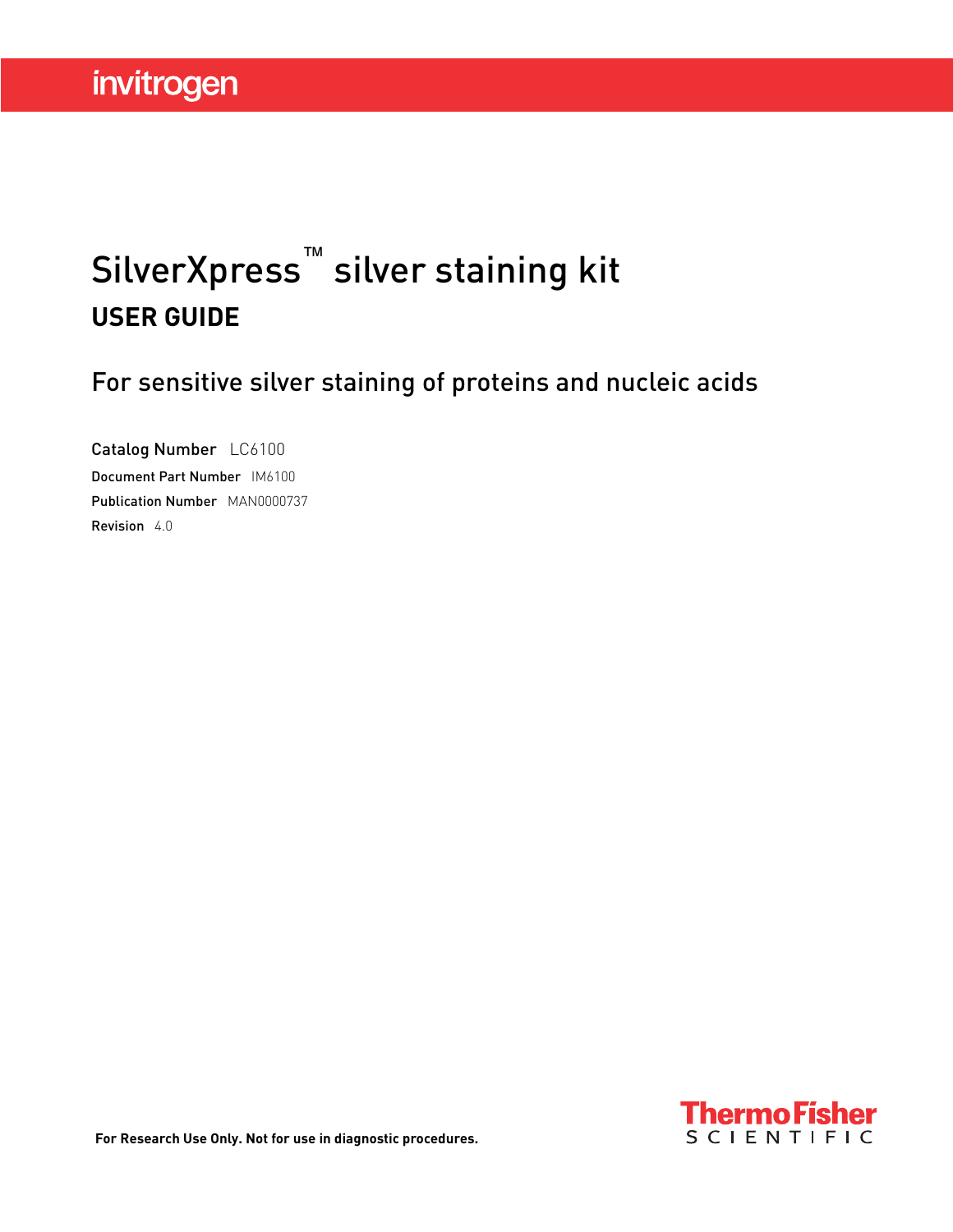invitrogen

# SilverXpress™ silver staining kit

## USER GUIDE

For sensitive silver staining of proteins and nucleic acids

Catalog Number LC6100

Document Part Number IM6100

Publication Number MAN0000737

Revision 4.0

**For Research Use Only. Not for use in diagnostic procedures.**

Thermo Fisher SCIENTIFIC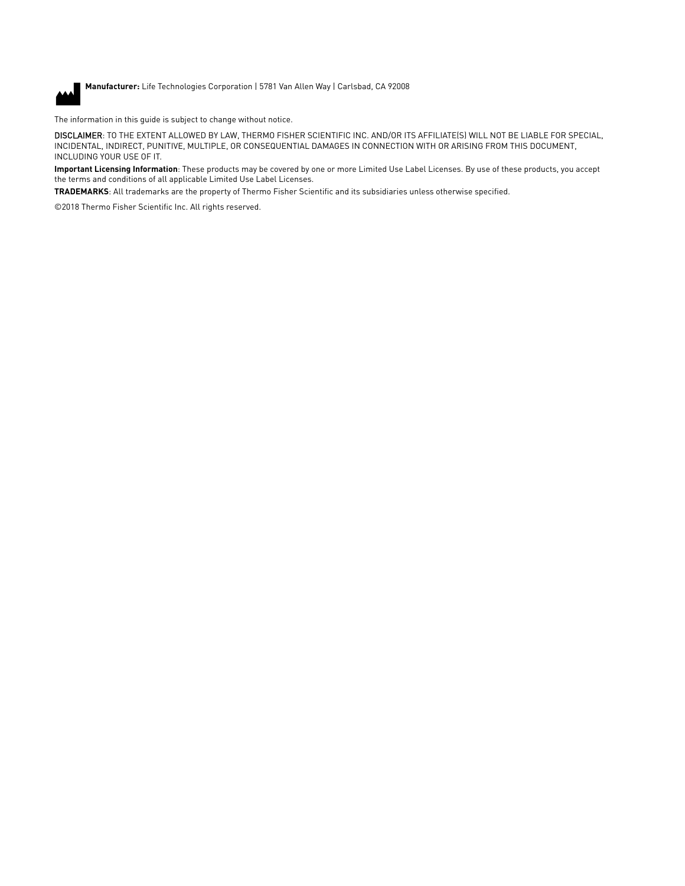**Manufacturer:** Life Technologies Corporation | 5781 Van Allen Way | Carlsbad, CA 92008

The information in this guide is subject to change without notice.

DISCLAIMER: TO THE EXTENT ALLOWED BY LAW, THERMO FISHER SCIENTIFIC INC. AND/OR ITS AFFILIATE(S) WILL NOT BE LIABLE FOR SPECIAL, INCIDENTAL, INDIRECT, PUNITIVE, MULTIPLE, OR CONSEQUENTIAL DAMAGES IN CONNECTION WITH OR ARISING FROM THIS DOCUMENT, INCLUDING YOUR USE OF IT.

**Important Licensing Information**: These products may be covered by one or more Limited Use Label Licenses. By use of these products, you accept the terms and conditions of all applicable Limited Use Label Licenses.

**TRADEMARKS**: All trademarks are the property of Thermo Fisher Scientific and its subsidiaries unless otherwise specified.

©2018 Thermo Fisher Scientific Inc. All rights reserved.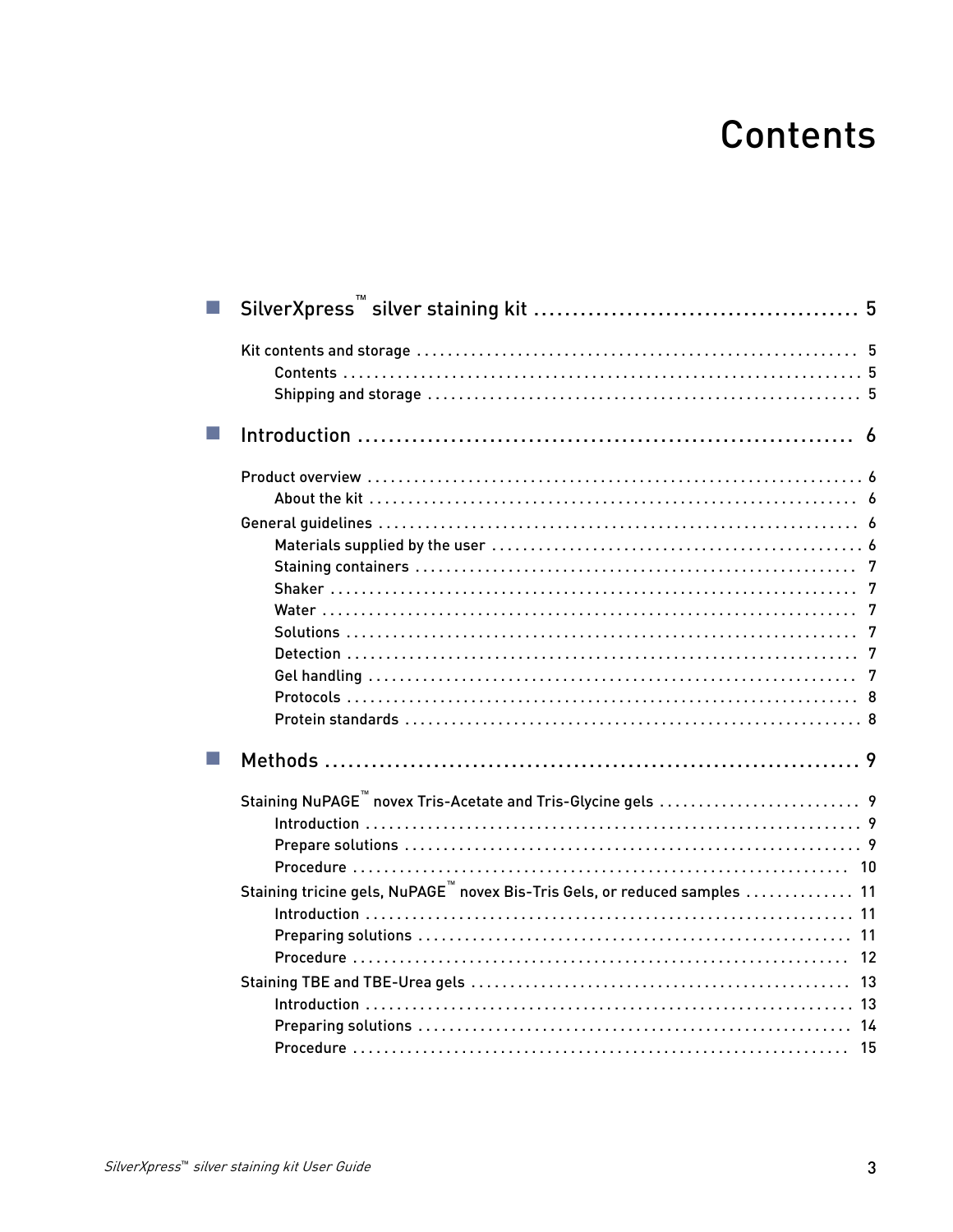# Contents

- **SilverXpress™ silver staining kit** ........ 5
  - Kit contents and storage ........ 5
    - Contents ........ 5
    - Shipping and storage ........ 5
- **Introduction** ........ 6
  - Product overview ........ 6
    - About the kit ........ 6
  - General guidelines ........ 6
    - Materials supplied by the user ........ 6
    - Staining containers ........ 7
    - Shaker ........ 7
    - Water ........ 7
    - Solutions ........ 7
    - Detection ........ 7
    - Gel handling ........ 7
    - Protocols ........ 8
    - Protein standards ........ 8
- **Methods** ........ 9
  - Staining NuPAGE™ novex Tris-Acetate and Tris-Glycine gels ........ 9
    - Introduction ........ 9
    - Prepare solutions ........ 9
    - Procedure ........ 10
  - Staining tricine gels, NuPAGE™ novex Bis-Tris Gels, or reduced samples ........ 11
    - Introduction ........ 11
    - Preparing solutions ........ 11
    - Procedure ........ 12
  - Staining TBE and TBE-Urea gels ........ 13
    - Introduction ........ 13
    - Preparing solutions ........ 14
    - Procedure ........ 15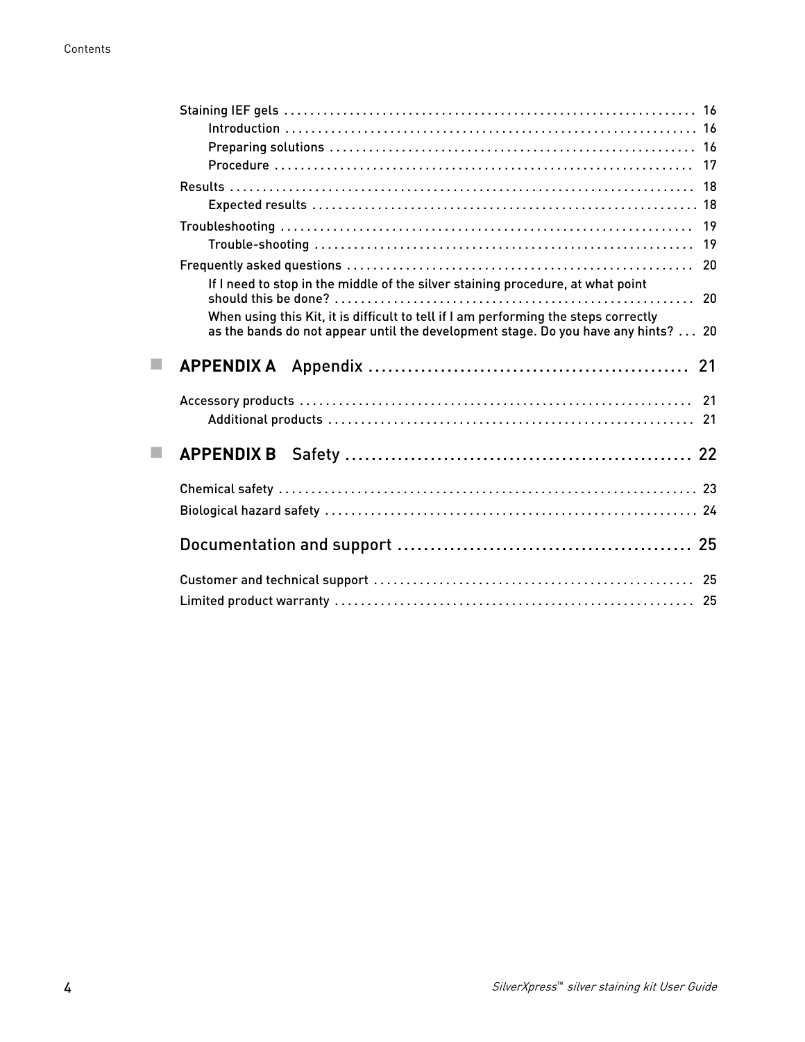Staining IEF gels . . . . . . . . . . . . . . . . . . . . . . . . . . . . . . . . . . . . . . . . . . . . . . . . . . . . . . . . . . . . . 16

- Introduction . . . . . . . . . . . . . . . . . . . . . . . . . . . . . . . . . . . . . . . . . . . . . . . . . . . . . . . . . . . . . 16
- Preparing solutions . . . . . . . . . . . . . . . . . . . . . . . . . . . . . . . . . . . . . . . . . . . . . . . . . . . . . . 16
- Procedure . . . . . . . . . . . . . . . . . . . . . . . . . . . . . . . . . . . . . . . . . . . . . . . . . . . . . . . . . . . . . . . 17

Results . . . . . . . . . . . . . . . . . . . . . . . . . . . . . . . . . . . . . . . . . . . . . . . . . . . . . . . . . . . . . . . . . . . . . . 18

- Expected results . . . . . . . . . . . . . . . . . . . . . . . . . . . . . . . . . . . . . . . . . . . . . . . . . . . . . . . . . 18

Troubleshooting . . . . . . . . . . . . . . . . . . . . . . . . . . . . . . . . . . . . . . . . . . . . . . . . . . . . . . . . . . . . . . 19

- Trouble-shooting . . . . . . . . . . . . . . . . . . . . . . . . . . . . . . . . . . . . . . . . . . . . . . . . . . . . . . . . . 19

Frequently asked questions . . . . . . . . . . . . . . . . . . . . . . . . . . . . . . . . . . . . . . . . . . . . . . . . . . . 20

- If I need to stop in the middle of the silver staining procedure, at what point should this be done? . . . . . . . . . . . . . . . . . . . . . . . . . . . . . . . . . . . . . . . . . . . . . . . . . . . . . 20
- When using this Kit, it is difficult to tell if I am performing the steps correctly as the bands do not appear until the development stage. Do you have any hints? . . . 20

## APPENDIX A Appendix . . . . . . . . . . . . . . . . . . . . . . . . . . . . . . . . . . . . . . . . . . . . . . . 21

Accessory products . . . . . . . . . . . . . . . . . . . . . . . . . . . . . . . . . . . . . . . . . . . . . . . . . . . . . . . . . . . 21

- Additional products . . . . . . . . . . . . . . . . . . . . . . . . . . . . . . . . . . . . . . . . . . . . . . . . . . . . . . . 21

## APPENDIX B Safety . . . . . . . . . . . . . . . . . . . . . . . . . . . . . . . . . . . . . . . . . . . . . . . . . . . 22

Chemical safety . . . . . . . . . . . . . . . . . . . . . . . . . . . . . . . . . . . . . . . . . . . . . . . . . . . . . . . . . . . . . . . 23

Biological hazard safety . . . . . . . . . . . . . . . . . . . . . . . . . . . . . . . . . . . . . . . . . . . . . . . . . . . . . . . . 24

## Documentation and support . . . . . . . . . . . . . . . . . . . . . . . . . . . . . . . . . . . . . . . . . . . 25

Customer and technical support . . . . . . . . . . . . . . . . . . . . . . . . . . . . . . . . . . . . . . . . . . . . . . . . 25

Limited product warranty . . . . . . . . . . . . . . . . . . . . . . . . . . . . . . . . . . . . . . . . . . . . . . . . . . . . . . 25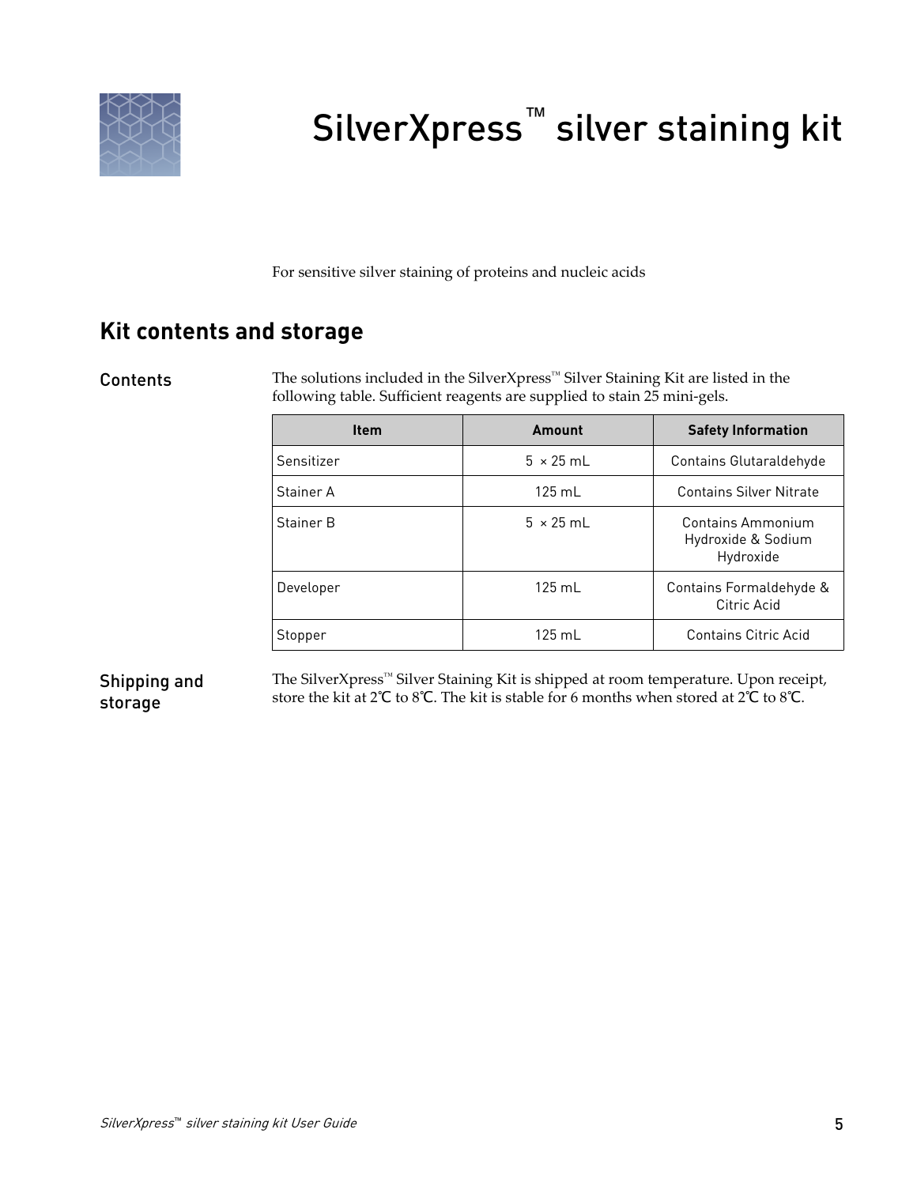# SilverXpress™ silver staining kit

For sensitive silver staining of proteins and nucleic acids

## Kit contents and storage

### Contents

The solutions included in the SilverXpress™ Silver Staining Kit are listed in the following table. Sufficient reagents are supplied to stain 25 mini-gels.

| Item | Amount | Safety Information |
|---|---|---|
| Sensitizer | 5 × 25 mL | Contains Glutaraldehyde |
| Stainer A | 125 mL | Contains Silver Nitrate |
| Stainer B | 5 × 25 mL | Contains Ammonium Hydroxide & Sodium Hydroxide |
| Developer | 125 mL | Contains Formaldehyde & Citric Acid |
| Stopper | 125 mL | Contains Citric Acid |

### Shipping and storage

The SilverXpress™ Silver Staining Kit is shipped at room temperature. Upon receipt, store the kit at 2℃ to 8℃. The kit is stable for 6 months when stored at 2℃ to 8℃.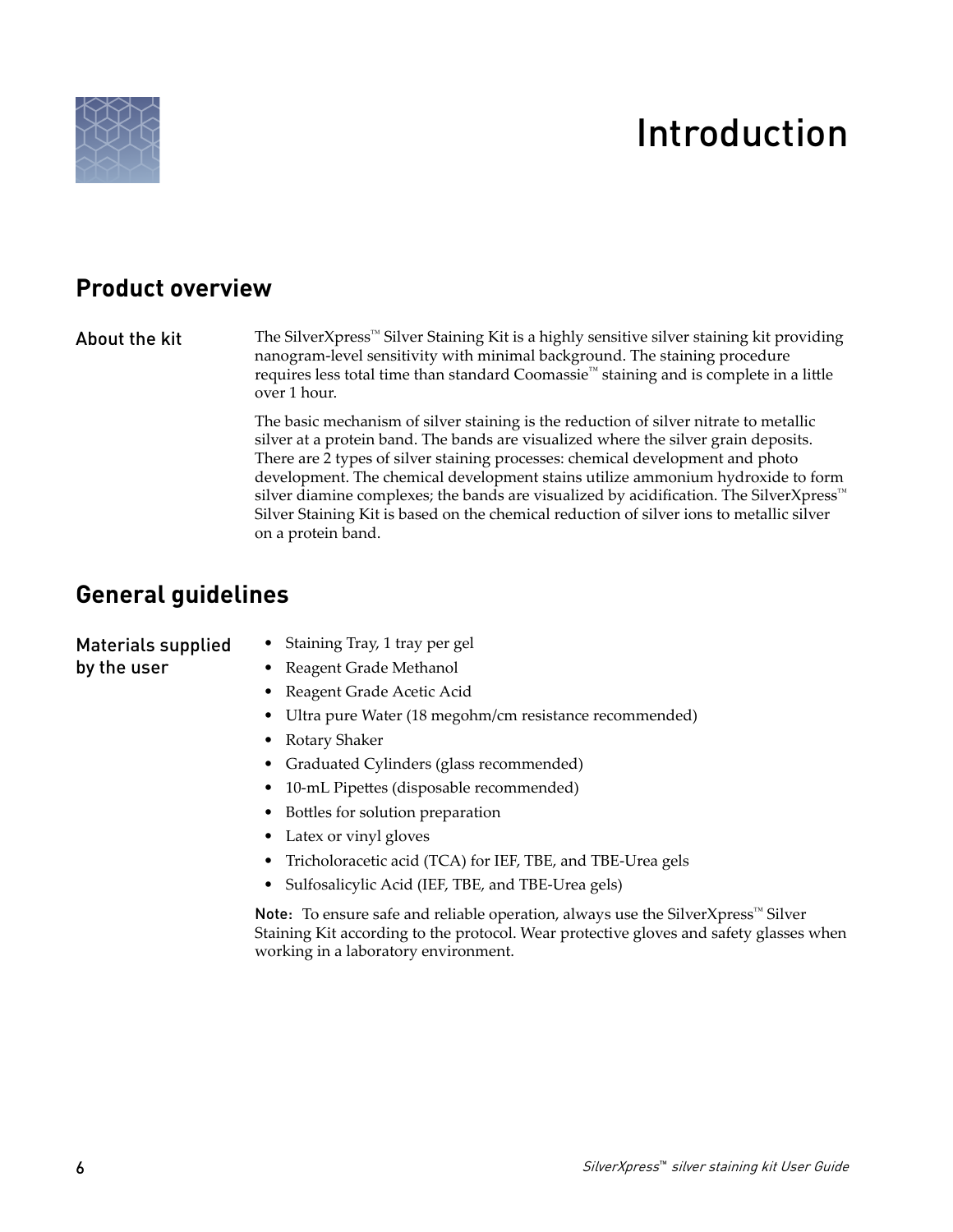# Introduction

## Product overview

### About the kit

The SilverXpress™ Silver Staining Kit is a highly sensitive silver staining kit providing nanogram-level sensitivity with minimal background. The staining procedure requires less total time than standard Coomassie™ staining and is complete in a little over 1 hour.

The basic mechanism of silver staining is the reduction of silver nitrate to metallic silver at a protein band. The bands are visualized where the silver grain deposits. There are 2 types of silver staining processes: chemical development and photo development. The chemical development stains utilize ammonium hydroxide to form silver diamine complexes; the bands are visualized by acidification. The SilverXpress™ Silver Staining Kit is based on the chemical reduction of silver ions to metallic silver on a protein band.

## General guidelines

### Materials supplied by the user

- Staining Tray, 1 tray per gel
- Reagent Grade Methanol
- Reagent Grade Acetic Acid
- Ultra pure Water (18 megohm/cm resistance recommended)
- Rotary Shaker
- Graduated Cylinders (glass recommended)
- 10-mL Pipettes (disposable recommended)
- Bottles for solution preparation
- Latex or vinyl gloves
- Tricholoracetic acid (TCA) for IEF, TBE, and TBE-Urea gels
- Sulfosalicylic Acid (IEF, TBE, and TBE-Urea gels)

**Note:** To ensure safe and reliable operation, always use the SilverXpress™ Silver Staining Kit according to the protocol. Wear protective gloves and safety glasses when working in a laboratory environment.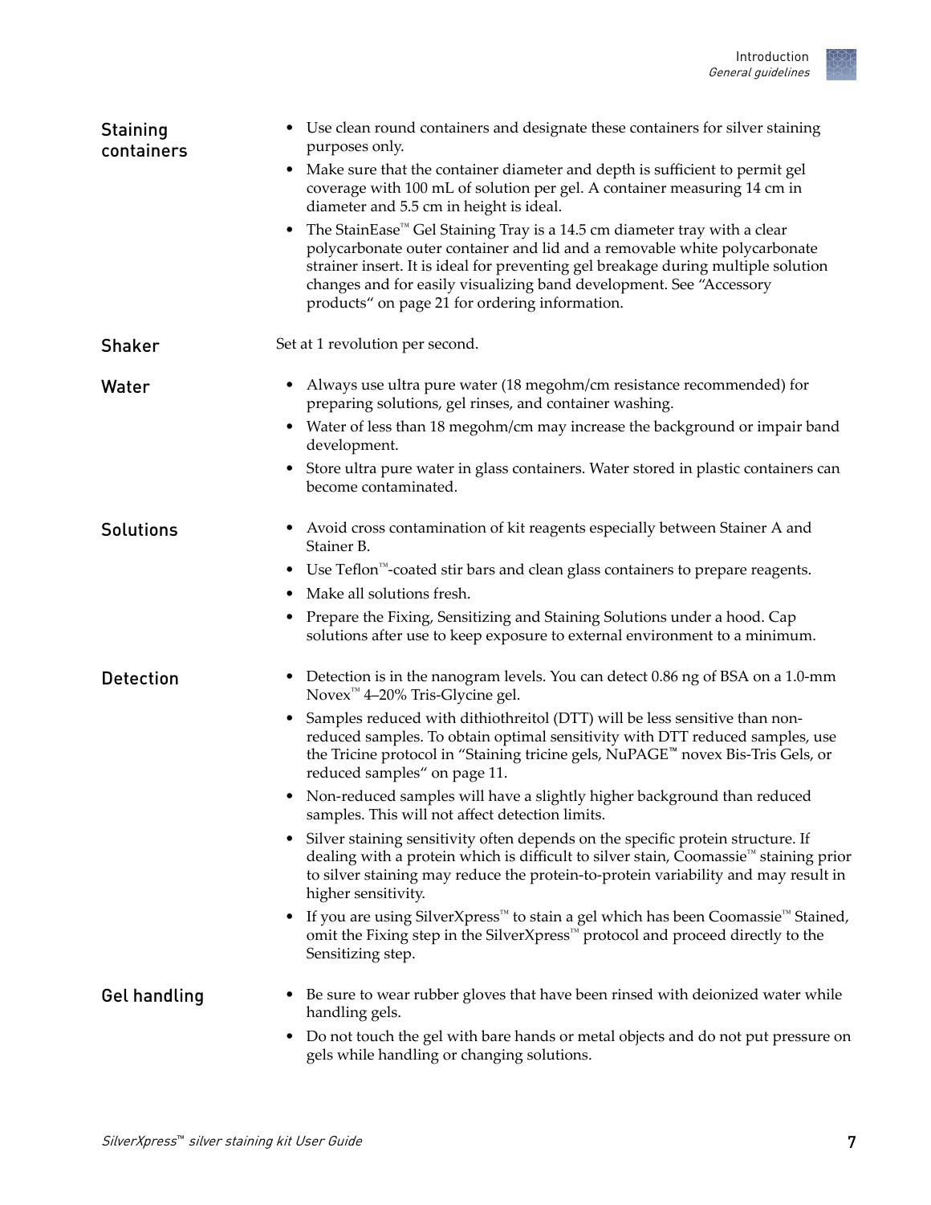### Staining containers

- Use clean round containers and designate these containers for silver staining purposes only.
- Make sure that the container diameter and depth is sufficient to permit gel coverage with 100 mL of solution per gel. A container measuring 14 cm in diameter and 5.5 cm in height is ideal.
- The StainEase™ Gel Staining Tray is a 14.5 cm diameter tray with a clear polycarbonate outer container and lid and a removable white polycarbonate strainer insert. It is ideal for preventing gel breakage during multiple solution changes and for easily visualizing band development. See "Accessory products" on page 21 for ordering information.

### Shaker

Set at 1 revolution per second.

### Water

- Always use ultra pure water (18 megohm/cm resistance recommended) for preparing solutions, gel rinses, and container washing.
- Water of less than 18 megohm/cm may increase the background or impair band development.
- Store ultra pure water in glass containers. Water stored in plastic containers can become contaminated.

### Solutions

- Avoid cross contamination of kit reagents especially between Stainer A and Stainer B.
- Use Teflon™-coated stir bars and clean glass containers to prepare reagents.
- Make all solutions fresh.
- Prepare the Fixing, Sensitizing and Staining Solutions under a hood. Cap solutions after use to keep exposure to external environment to a minimum.

### Detection

- Detection is in the nanogram levels. You can detect 0.86 ng of BSA on a 1.0-mm Novex™ 4–20% Tris-Glycine gel.
- Samples reduced with dithiothreitol (DTT) will be less sensitive than non-reduced samples. To obtain optimal sensitivity with DTT reduced samples, use the Tricine protocol in "Staining tricine gels, NuPAGE™ novex Bis-Tris Gels, or reduced samples" on page 11.
- Non-reduced samples will have a slightly higher background than reduced samples. This will not affect detection limits.
- Silver staining sensitivity often depends on the specific protein structure. If dealing with a protein which is difficult to silver stain, Coomassie™ staining prior to silver staining may reduce the protein-to-protein variability and may result in higher sensitivity.
- If you are using SilverXpress™ to stain a gel which has been Coomassie™ Stained, omit the Fixing step in the SilverXpress™ protocol and proceed directly to the Sensitizing step.

### Gel handling

- Be sure to wear rubber gloves that have been rinsed with deionized water while handling gels.
- Do not touch the gel with bare hands or metal objects and do not put pressure on gels while handling or changing solutions.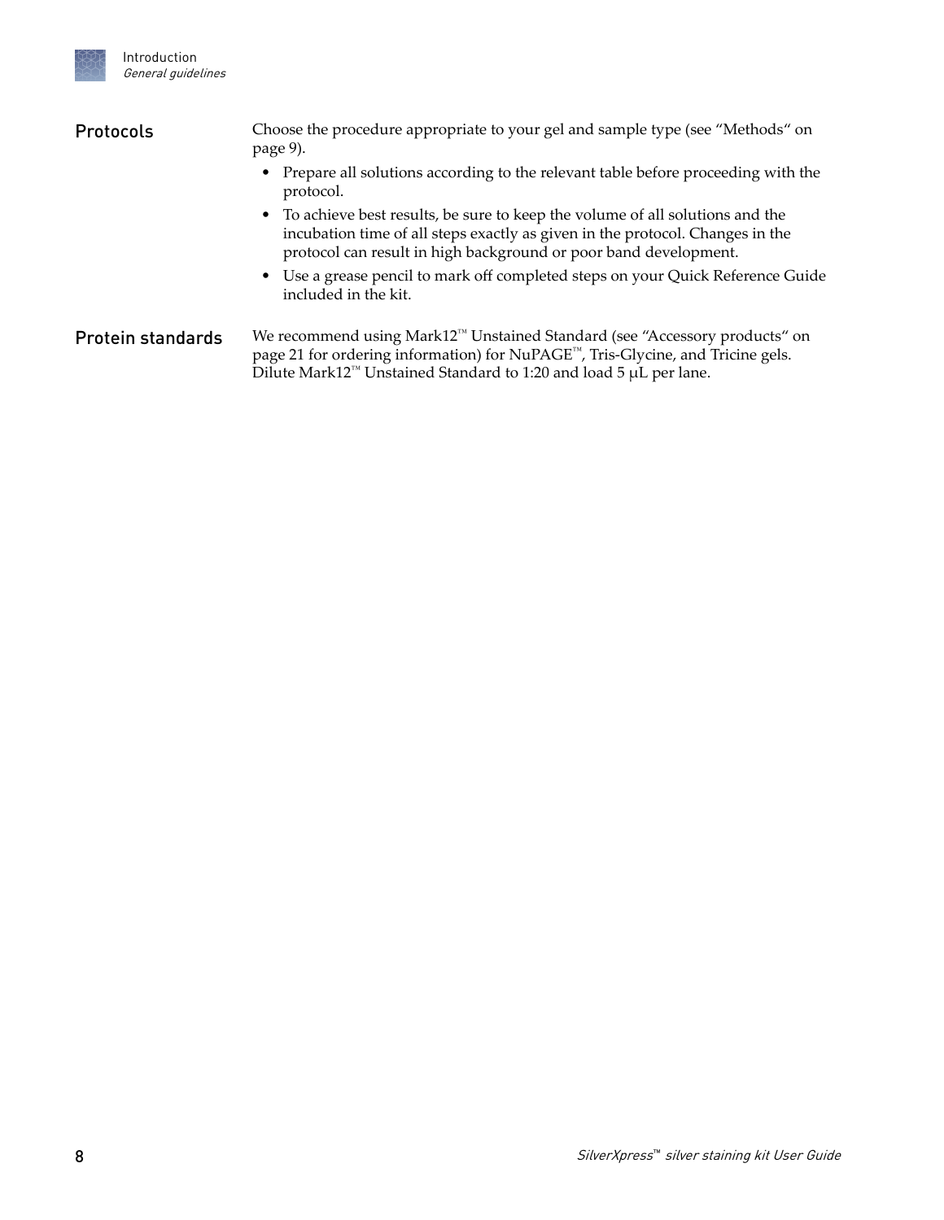## Protocols

Choose the procedure appropriate to your gel and sample type (see "Methods" on page 9).

- Prepare all solutions according to the relevant table before proceeding with the protocol.
- To achieve best results, be sure to keep the volume of all solutions and the incubation time of all steps exactly as given in the protocol. Changes in the protocol can result in high background or poor band development.
- Use a grease pencil to mark off completed steps on your Quick Reference Guide included in the kit.

## Protein standards

We recommend using Mark12™ Unstained Standard (see "Accessory products" on page 21 for ordering information) for NuPAGE™, Tris-Glycine, and Tricine gels. Dilute Mark12™ Unstained Standard to 1:20 and load 5 µL per lane.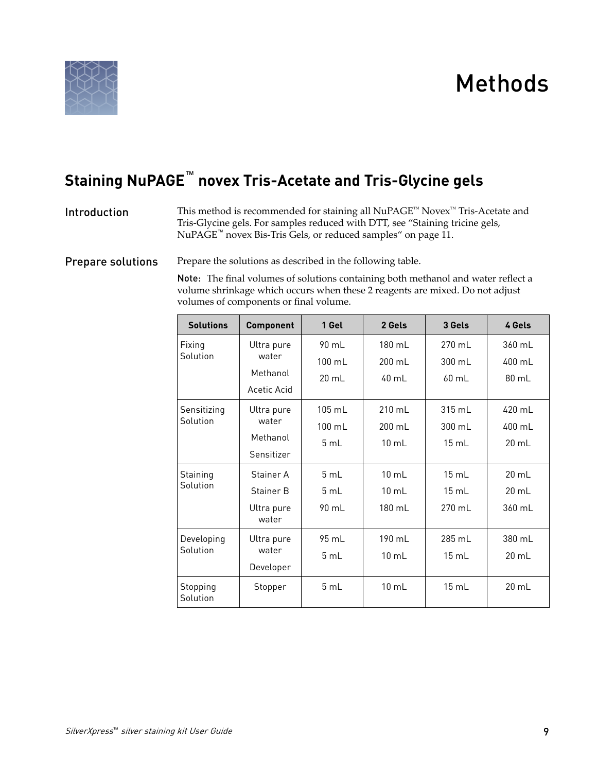# Methods

## Staining NuPAGE™ novex Tris-Acetate and Tris-Glycine gels

### Introduction

This method is recommended for staining all NuPAGE™ Novex™ Tris-Acetate and Tris-Glycine gels. For samples reduced with DTT, see "Staining tricine gels, NuPAGE™ novex Bis-Tris Gels, or reduced samples" on page 11.

### Prepare solutions

Prepare the solutions as described in the following table.

**Note:** The final volumes of solutions containing both methanol and water reflect a volume shrinkage which occurs when these 2 reagents are mixed. Do not adjust volumes of components or final volume.

| Solutions | Component | 1 Gel | 2 Gels | 3 Gels | 4 Gels |
|---|---|---|---|---|---|
| Fixing Solution | Ultra pure water | 90 mL | 180 mL | 270 mL | 360 mL |
| | Methanol | 100 mL | 200 mL | 300 mL | 400 mL |
| | Acetic Acid | 20 mL | 40 mL | 60 mL | 80 mL |
| Sensitizing Solution | Ultra pure water | 105 mL | 210 mL | 315 mL | 420 mL |
| | Methanol | 100 mL | 200 mL | 300 mL | 400 mL |
| | Sensitizer | 5 mL | 10 mL | 15 mL | 20 mL |
| Staining Solution | Stainer A | 5 mL | 10 mL | 15 mL | 20 mL |
| | Stainer B | 5 mL | 10 mL | 15 mL | 20 mL |
| | Ultra pure water | 90 mL | 180 mL | 270 mL | 360 mL |
| Developing Solution | Ultra pure water | 95 mL | 190 mL | 285 mL | 380 mL |
| | Developer | 5 mL | 10 mL | 15 mL | 20 mL |
| Stopping Solution | Stopper | 5 mL | 10 mL | 15 mL | 20 mL |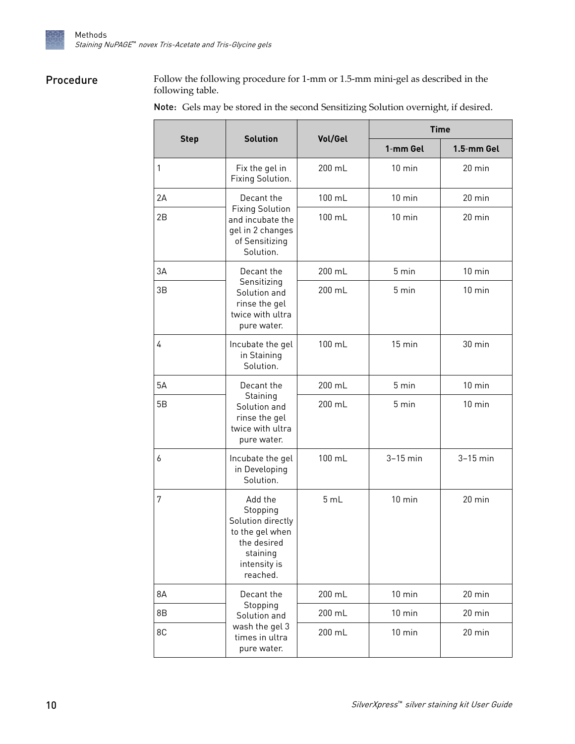## Procedure

Follow the following procedure for 1-mm or 1.5-mm mini-gel as described in the following table.

**Note:** Gels may be stored in the second Sensitizing Solution overnight, if desired.

| Step | Solution | Vol/Gel | Time | |
|---|---|---|---|---|
| | | | 1-mm Gel | 1.5-mm Gel |
| 1 | Fix the gel in Fixing Solution. | 200 mL | 10 min | 20 min |
| 2A | Decant the Fixing Solution and incubate the gel in 2 changes of Sensitizing Solution. | 100 mL | 10 min | 20 min |
| 2B | | 100 mL | 10 min | 20 min |
| 3A | Decant the Sensitizing Solution and rinse the gel twice with ultra pure water. | 200 mL | 5 min | 10 min |
| 3B | | 200 mL | 5 min | 10 min |
| 4 | Incubate the gel in Staining Solution. | 100 mL | 15 min | 30 min |
| 5A | Decant the Staining Solution and rinse the gel twice with ultra pure water. | 200 mL | 5 min | 10 min |
| 5B | | 200 mL | 5 min | 10 min |
| 6 | Incubate the gel in Developing Solution. | 100 mL | 3–15 min | 3–15 min |
| 7 | Add the Stopping Solution directly to the gel when the desired staining intensity is reached. | 5 mL | 10 min | 20 min |
| 8A | Decant the Stopping Solution and wash the gel 3 times in ultra pure water. | 200 mL | 10 min | 20 min |
| 8B | | 200 mL | 10 min | 20 min |
| 8C | | 200 mL | 10 min | 20 min |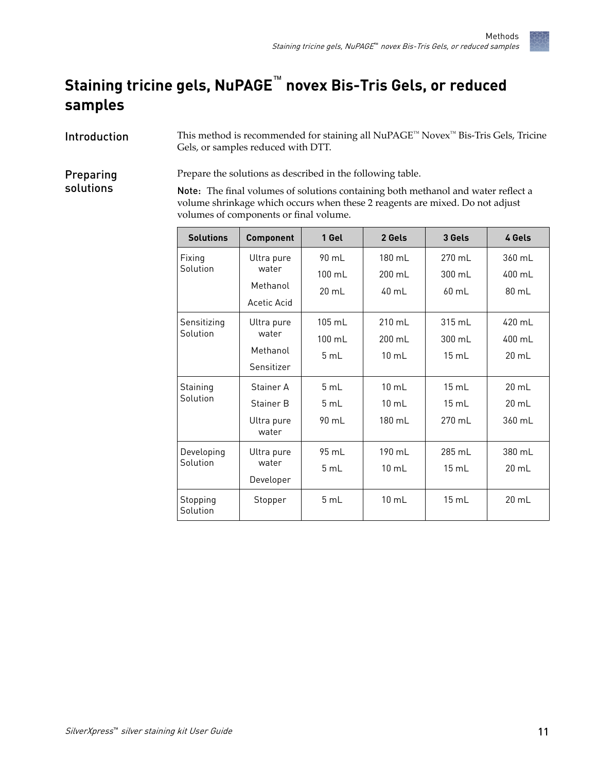# Staining tricine gels, NuPAGE™ novex Bis-Tris Gels, or reduced samples

## Introduction

This method is recommended for staining all NuPAGE™ Novex™ Bis-Tris Gels, Tricine Gels, or samples reduced with DTT.

## Preparing solutions

Prepare the solutions as described in the following table.

**Note:** The final volumes of solutions containing both methanol and water reflect a volume shrinkage which occurs when these 2 reagents are mixed. Do not adjust volumes of components or final volume.

| Solutions | Component | 1 Gel | 2 Gels | 3 Gels | 4 Gels |
|---|---|---|---|---|---|
| Fixing Solution | Ultra pure water | 90 mL | 180 mL | 270 mL | 360 mL |
| | Methanol | 100 mL | 200 mL | 300 mL | 400 mL |
| | Acetic Acid | 20 mL | 40 mL | 60 mL | 80 mL |
| Sensitizing Solution | Ultra pure water | 105 mL | 210 mL | 315 mL | 420 mL |
| | Methanol | 100 mL | 200 mL | 300 mL | 400 mL |
| | Sensitizer | 5 mL | 10 mL | 15 mL | 20 mL |
| Staining Solution | Stainer A | 5 mL | 10 mL | 15 mL | 20 mL |
| | Stainer B | 5 mL | 10 mL | 15 mL | 20 mL |
| | Ultra pure water | 90 mL | 180 mL | 270 mL | 360 mL |
| Developing Solution | Ultra pure water | 95 mL | 190 mL | 285 mL | 380 mL |
| | Developer | 5 mL | 10 mL | 15 mL | 20 mL |
| Stopping Solution | Stopper | 5 mL | 10 mL | 15 mL | 20 mL |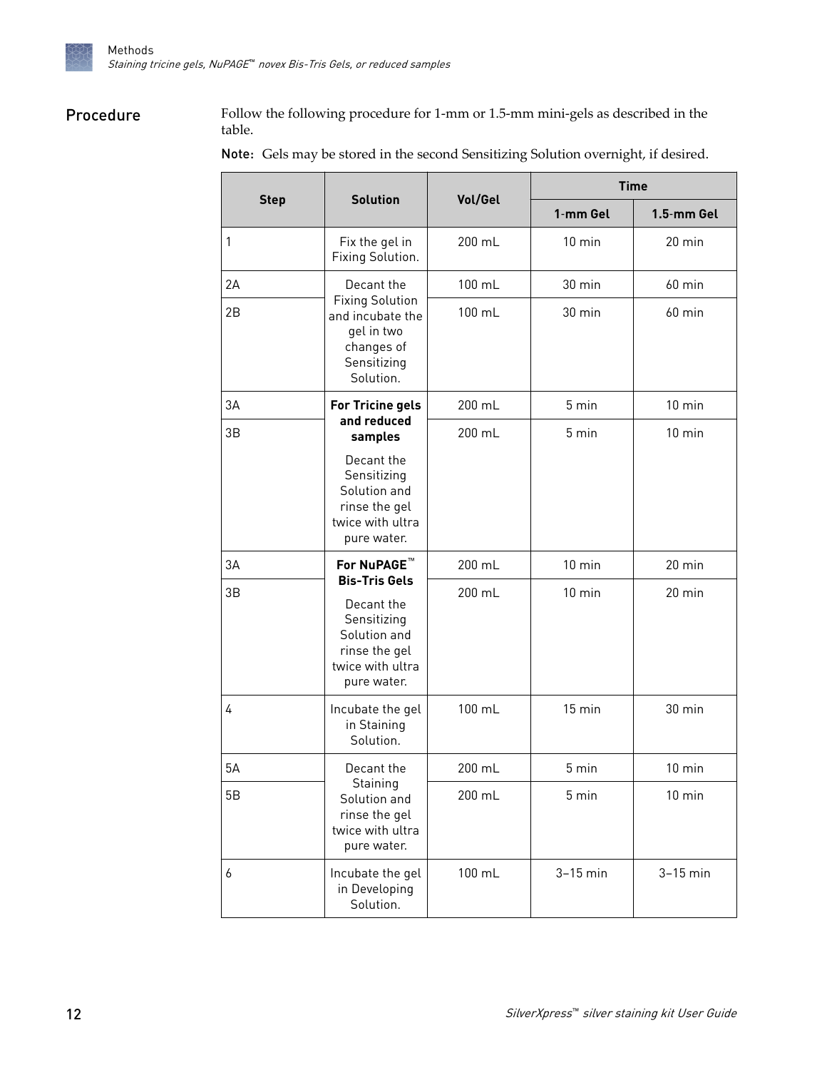## Procedure

Follow the following procedure for 1-mm or 1.5-mm mini-gels as described in the table.

**Note:** Gels may be stored in the second Sensitizing Solution overnight, if desired.

| Step | Solution | Vol/Gel | Time | |
|---|---|---|---|---|
| | | | 1-mm Gel | 1.5-mm Gel |
| 1 | Fix the gel in Fixing Solution. | 200 mL | 10 min | 20 min |
| 2A | Decant the Fixing Solution and incubate the gel in two changes of Sensitizing Solution. | 100 mL | 30 min | 60 min |
| 2B | | 100 mL | 30 min | 60 min |
| 3A | **For Tricine gels and reduced samples** Decant the Sensitizing Solution and rinse the gel twice with ultra pure water. | 200 mL | 5 min | 10 min |
| 3B | | 200 mL | 5 min | 10 min |
| 3A | **For NuPAGE™ Bis-Tris Gels** Decant the Sensitizing Solution and rinse the gel twice with ultra pure water. | 200 mL | 10 min | 20 min |
| 3B | | 200 mL | 10 min | 20 min |
| 4 | Incubate the gel in Staining Solution. | 100 mL | 15 min | 30 min |
| 5A | Decant the Staining Solution and rinse the gel twice with ultra pure water. | 200 mL | 5 min | 10 min |
| 5B | | 200 mL | 5 min | 10 min |
| 6 | Incubate the gel in Developing Solution. | 100 mL | 3–15 min | 3–15 min |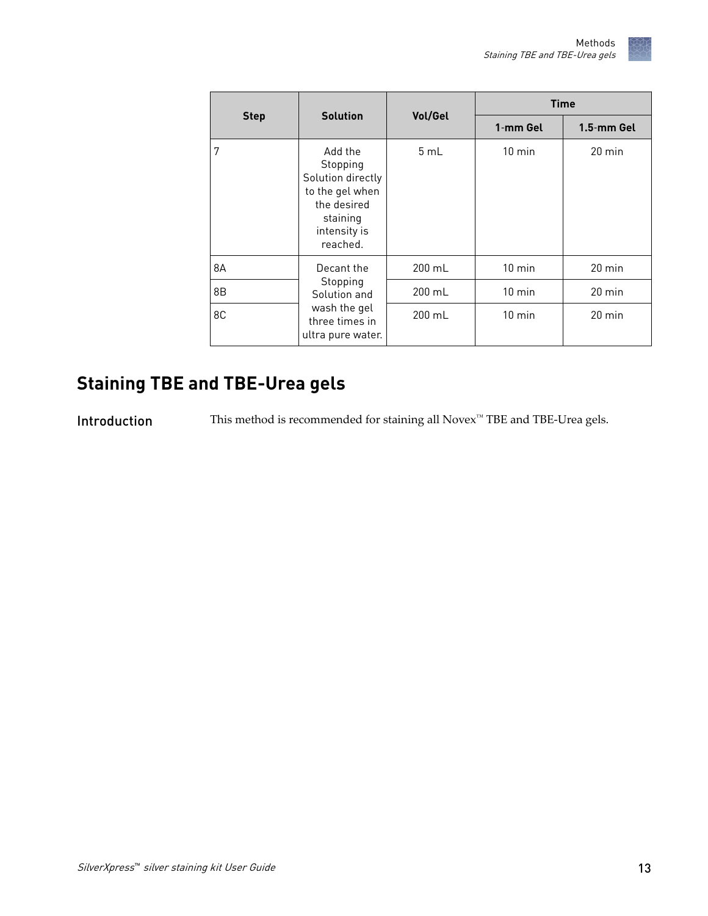| Step | Solution | Vol/Gel | Time | |
|---|---|---|---|---|
| | | | 1-mm Gel | 1.5-mm Gel |
| 7 | Add the Stopping Solution directly to the gel when the desired staining intensity is reached. | 5 mL | 10 min | 20 min |
| 8A | Decant the Stopping Solution and wash the gel three times in ultra pure water. | 200 mL | 10 min | 20 min |
| 8B | | 200 mL | 10 min | 20 min |
| 8C | | 200 mL | 10 min | 20 min |

## Staining TBE and TBE-Urea gels

### Introduction

This method is recommended for staining all Novex™ TBE and TBE-Urea gels.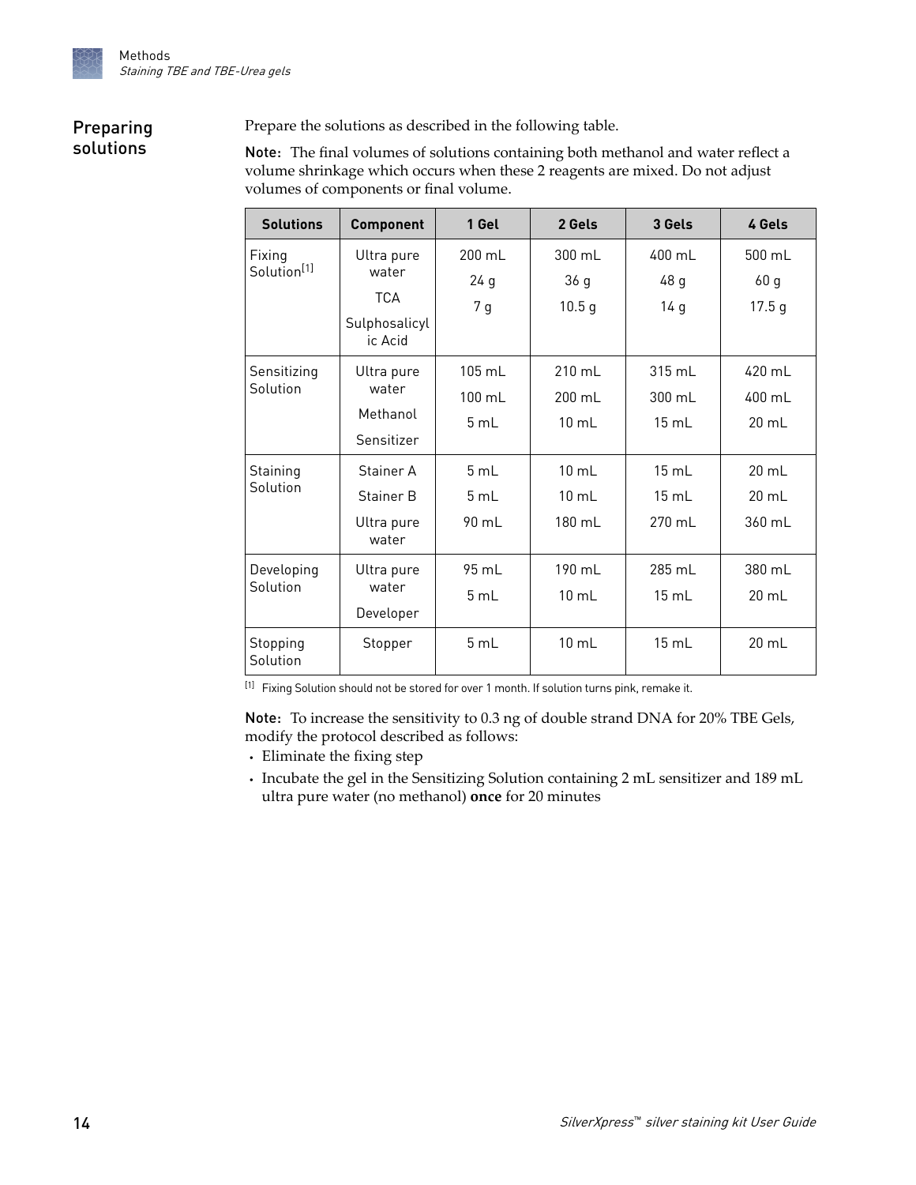## Preparing solutions

Prepare the solutions as described in the following table.

**Note:** The final volumes of solutions containing both methanol and water reflect a volume shrinkage which occurs when these 2 reagents are mixed. Do not adjust volumes of components or final volume.

| Solutions | Component | 1 Gel | 2 Gels | 3 Gels | 4 Gels |
|---|---|---|---|---|---|
| Fixing Solution[1] | Ultra pure water<br>TCA<br>Sulphosalicylic Acid | 200 mL<br>24 g<br>7 g | 300 mL<br>36 g<br>10.5 g | 400 mL<br>48 g<br>14 g | 500 mL<br>60 g<br>17.5 g |
| Sensitizing Solution | Ultra pure water<br>Methanol<br>Sensitizer | 105 mL<br>100 mL<br>5 mL | 210 mL<br>200 mL<br>10 mL | 315 mL<br>300 mL<br>15 mL | 420 mL<br>400 mL<br>20 mL |
| Staining Solution | Stainer A<br>Stainer B<br>Ultra pure water | 5 mL<br>5 mL<br>90 mL | 10 mL<br>10 mL<br>180 mL | 15 mL<br>15 mL<br>270 mL | 20 mL<br>20 mL<br>360 mL |
| Developing Solution | Ultra pure water<br>Developer | 95 mL<br>5 mL | 190 mL<br>10 mL | 285 mL<br>15 mL | 380 mL<br>20 mL |
| Stopping Solution | Stopper | 5 mL | 10 mL | 15 mL | 20 mL |

[1] Fixing Solution should not be stored for over 1 month. If solution turns pink, remake it.

**Note:** To increase the sensitivity to 0.3 ng of double strand DNA for 20% TBE Gels, modify the protocol described as follows:

- Eliminate the fixing step
- Incubate the gel in the Sensitizing Solution containing 2 mL sensitizer and 189 mL ultra pure water (no methanol) **once** for 20 minutes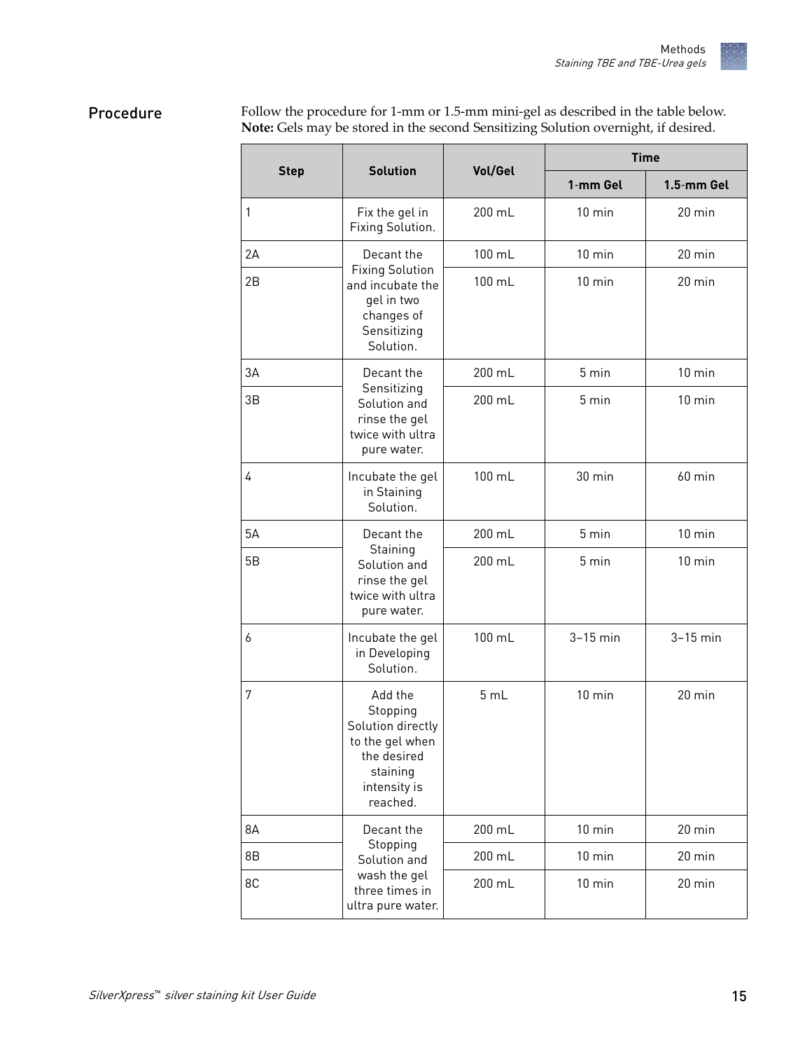## Procedure

Follow the procedure for 1-mm or 1.5-mm mini-gel as described in the table below.
**Note:** Gels may be stored in the second Sensitizing Solution overnight, if desired.

| Step | Solution | Vol/Gel | Time | |
|---|---|---|---|---|
| | | | 1-mm Gel | 1.5-mm Gel |
| 1 | Fix the gel in Fixing Solution. | 200 mL | 10 min | 20 min |
| 2A | Decant the Fixing Solution and incubate the gel in two changes of Sensitizing Solution. | 100 mL | 10 min | 20 min |
| 2B | | 100 mL | 10 min | 20 min |
| 3A | Decant the Sensitizing Solution and rinse the gel twice with ultra pure water. | 200 mL | 5 min | 10 min |
| 3B | | 200 mL | 5 min | 10 min |
| 4 | Incubate the gel in Staining Solution. | 100 mL | 30 min | 60 min |
| 5A | Decant the Staining Solution and rinse the gel twice with ultra pure water. | 200 mL | 5 min | 10 min |
| 5B | | 200 mL | 5 min | 10 min |
| 6 | Incubate the gel in Developing Solution. | 100 mL | 3–15 min | 3–15 min |
| 7 | Add the Stopping Solution directly to the gel when the desired staining intensity is reached. | 5 mL | 10 min | 20 min |
| 8A | Decant the Stopping Solution and wash the gel three times in ultra pure water. | 200 mL | 10 min | 20 min |
| 8B | | 200 mL | 10 min | 20 min |
| 8C | | 200 mL | 10 min | 20 min |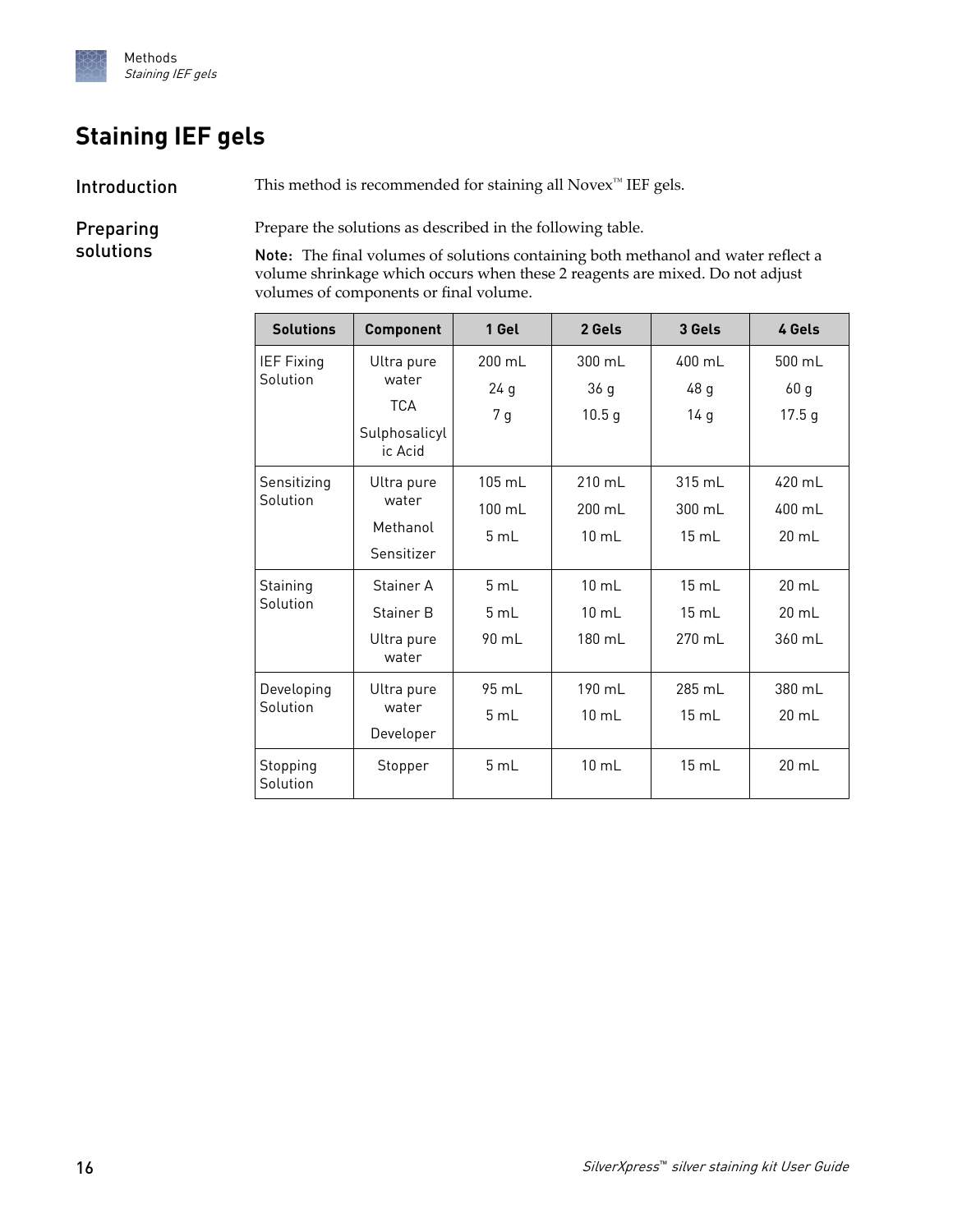# Staining IEF gels

## Introduction

This method is recommended for staining all Novex™ IEF gels.

## Preparing solutions

Prepare the solutions as described in the following table.

**Note:** The final volumes of solutions containing both methanol and water reflect a volume shrinkage which occurs when these 2 reagents are mixed. Do not adjust volumes of components or final volume.

| Solutions | Component | 1 Gel | 2 Gels | 3 Gels | 4 Gels |
|---|---|---|---|---|---|
| IEF Fixing Solution | Ultra pure water | 200 mL | 300 mL | 400 mL | 500 mL |
| | TCA | 24 g | 36 g | 48 g | 60 g |
| | Sulphosalicylic Acid | 7 g | 10.5 g | 14 g | 17.5 g |
| Sensitizing Solution | Ultra pure water | 105 mL | 210 mL | 315 mL | 420 mL |
| | Methanol | 100 mL | 200 mL | 300 mL | 400 mL |
| | Sensitizer | 5 mL | 10 mL | 15 mL | 20 mL |
| Staining Solution | Stainer A | 5 mL | 10 mL | 15 mL | 20 mL |
| | Stainer B | 5 mL | 10 mL | 15 mL | 20 mL |
| | Ultra pure water | 90 mL | 180 mL | 270 mL | 360 mL |
| Developing Solution | Ultra pure water | 95 mL | 190 mL | 285 mL | 380 mL |
| | Developer | 5 mL | 10 mL | 15 mL | 20 mL |
| Stopping Solution | Stopper | 5 mL | 10 mL | 15 mL | 20 mL |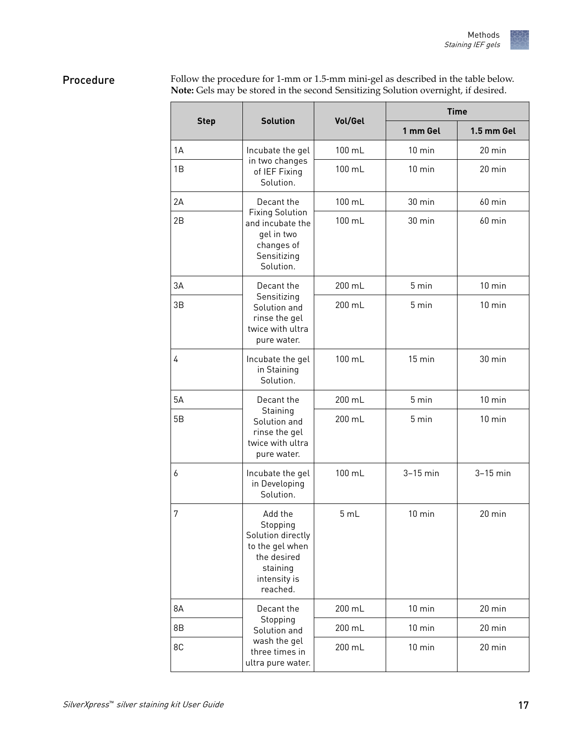## Procedure

Follow the procedure for 1-mm or 1.5-mm mini-gel as described in the table below.
**Note:** Gels may be stored in the second Sensitizing Solution overnight, if desired.

| Step | Solution | Vol/Gel | Time | |
|---|---|---|---|---|
| | | | 1 mm Gel | 1.5 mm Gel |
| 1A | Incubate the gel in two changes of IEF Fixing Solution. | 100 mL | 10 min | 20 min |
| 1B | | 100 mL | 10 min | 20 min |
| 2A | Decant the Fixing Solution and incubate the gel in two changes of Sensitizing Solution. | 100 mL | 30 min | 60 min |
| 2B | | 100 mL | 30 min | 60 min |
| 3A | Decant the Sensitizing Solution and rinse the gel twice with ultra pure water. | 200 mL | 5 min | 10 min |
| 3B | | 200 mL | 5 min | 10 min |
| 4 | Incubate the gel in Staining Solution. | 100 mL | 15 min | 30 min |
| 5A | Decant the Staining Solution and rinse the gel twice with ultra pure water. | 200 mL | 5 min | 10 min |
| 5B | | 200 mL | 5 min | 10 min |
| 6 | Incubate the gel in Developing Solution. | 100 mL | 3–15 min | 3–15 min |
| 7 | Add the Stopping Solution directly to the gel when the desired staining intensity is reached. | 5 mL | 10 min | 20 min |
| 8A | Decant the Stopping Solution and wash the gel three times in ultra pure water. | 200 mL | 10 min | 20 min |
| 8B | | 200 mL | 10 min | 20 min |
| 8C | | 200 mL | 10 min | 20 min |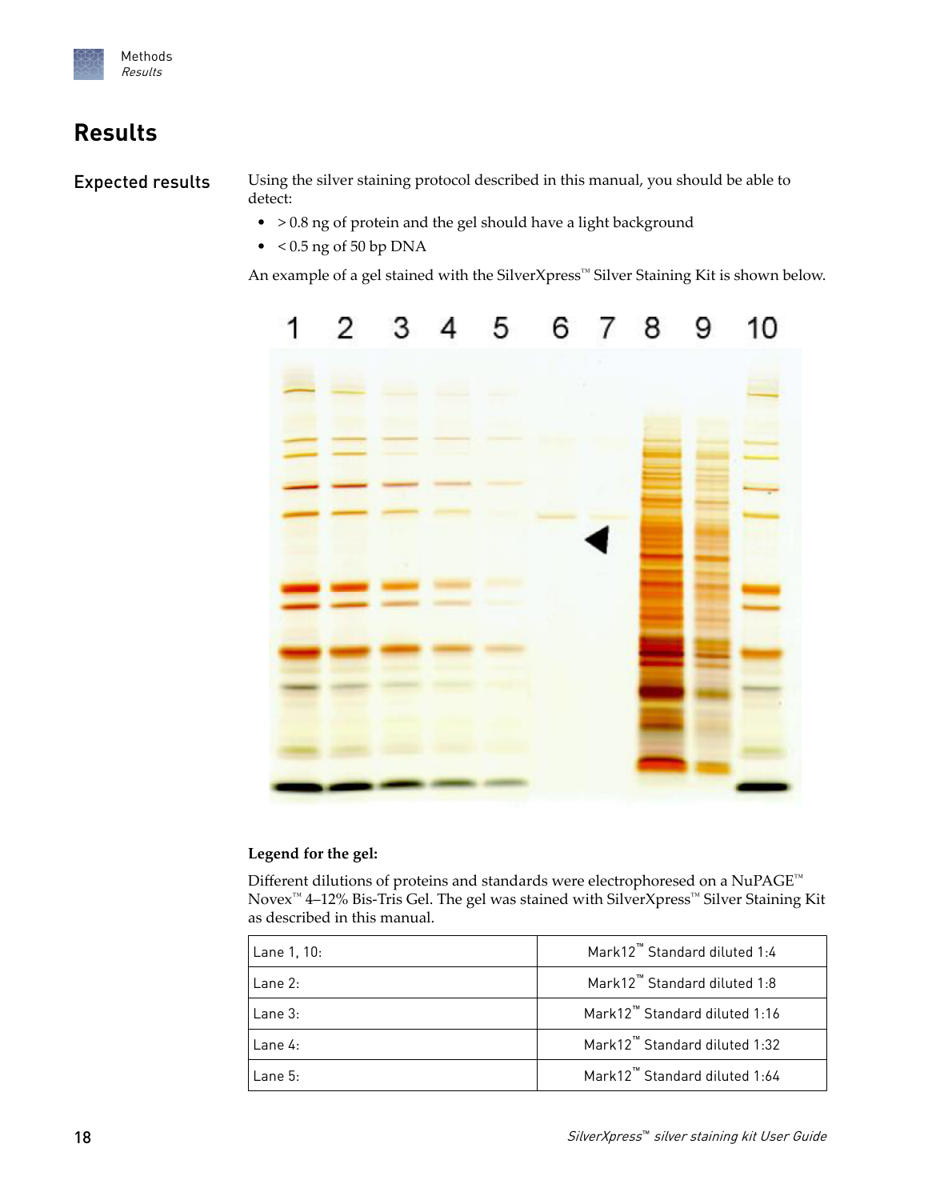# Results

## Expected results

Using the silver staining protocol described in this manual, you should be able to detect:

- > 0.8 ng of protein and the gel should have a light background
- < 0.5 ng of 50 bp DNA

An example of a gel stained with the SilverXpress™ Silver Staining Kit is shown below.

**Legend for the gel:**

Different dilutions of proteins and standards were electrophoresed on a NuPAGE™ Novex™ 4–12% Bis-Tris Gel. The gel was stained with SilverXpress™ Silver Staining Kit as described in this manual.

| | |
|---|---|
| Lane 1, 10: | Mark12™ Standard diluted 1:4 |
| Lane 2: | Mark12™ Standard diluted 1:8 |
| Lane 3: | Mark12™ Standard diluted 1:16 |
| Lane 4: | Mark12™ Standard diluted 1:32 |
| Lane 5: | Mark12™ Standard diluted 1:64 |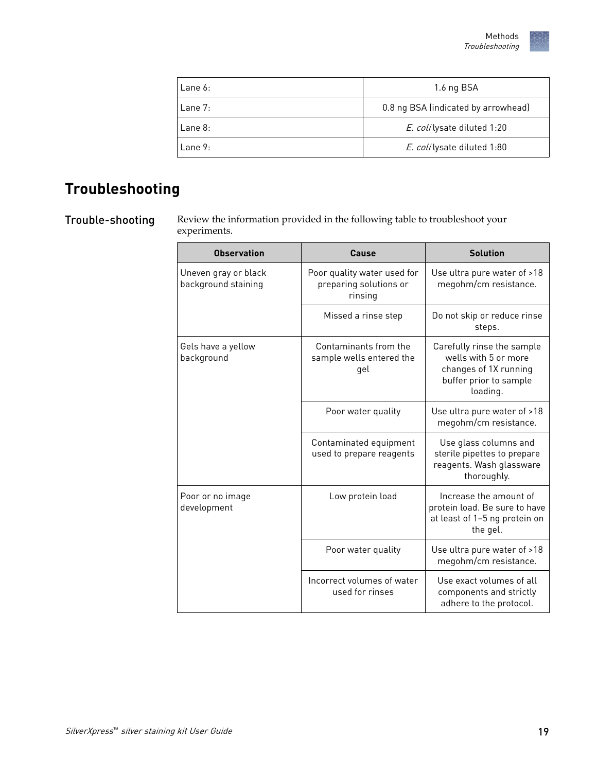| Lane 6: | 1.6 ng BSA |
|---|---|
| Lane 7: | 0.8 ng BSA (indicated by arrowhead) |
| Lane 8: | *E. coli* lysate diluted 1:20 |
| Lane 9: | *E. coli* lysate diluted 1:80 |

# Troubleshooting

## Trouble-shooting

Review the information provided in the following table to troubleshoot your experiments.

| Observation | Cause | Solution |
|---|---|---|
| Uneven gray or black background staining | Poor quality water used for preparing solutions or rinsing | Use ultra pure water of >18 megohm/cm resistance. |
| | Missed a rinse step | Do not skip or reduce rinse steps. |
| Gels have a yellow background | Contaminants from the sample wells entered the gel | Carefully rinse the sample wells with 5 or more changes of 1X running buffer prior to sample loading. |
| | Poor water quality | Use ultra pure water of >18 megohm/cm resistance. |
| | Contaminated equipment used to prepare reagents | Use glass columns and sterile pipettes to prepare reagents. Wash glassware thoroughly. |
| Poor or no image development | Low protein load | Increase the amount of protein load. Be sure to have at least of 1–5 ng protein on the gel. |
| | Poor water quality | Use ultra pure water of >18 megohm/cm resistance. |
| | Incorrect volumes of water used for rinses | Use exact volumes of all components and strictly adhere to the protocol. |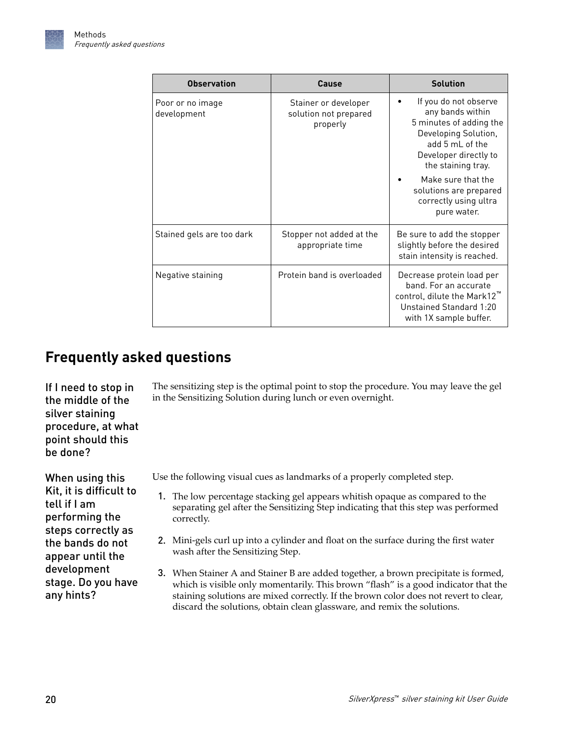| Observation | Cause | Solution |
| --- | --- | --- |
| Poor or no image development | Stainer or developer solution not prepared properly | • If you do not observe any bands within 5 minutes of adding the Developing Solution, add 5 mL of the Developer directly to the staining tray. • Make sure that the solutions are prepared correctly using ultra pure water. |
| Stained gels are too dark | Stopper not added at the appropriate time | Be sure to add the stopper slightly before the desired stain intensity is reached. |
| Negative staining | Protein band is overloaded | Decrease protein load per band. For an accurate control, dilute the Mark12™ Unstained Standard 1:20 with 1X sample buffer. |

## Frequently asked questions

### If I need to stop in the middle of the silver staining procedure, at what point should this be done?

The sensitizing step is the optimal point to stop the procedure. You may leave the gel in the Sensitizing Solution during lunch or even overnight.

### When using this Kit, it is difficult to tell if I am performing the steps correctly as the bands do not appear until the development stage. Do you have any hints?

Use the following visual cues as landmarks of a properly completed step.

1. The low percentage stacking gel appears whitish opaque as compared to the separating gel after the Sensitizing Step indicating that this step was performed correctly.
2. Mini-gels curl up into a cylinder and float on the surface during the first water wash after the Sensitizing Step.
3. When Stainer A and Stainer B are added together, a brown precipitate is formed, which is visible only momentarily. This brown "flash" is a good indicator that the staining solutions are mixed correctly. If the brown color does not revert to clear, discard the solutions, obtain clean glassware, and remix the solutions.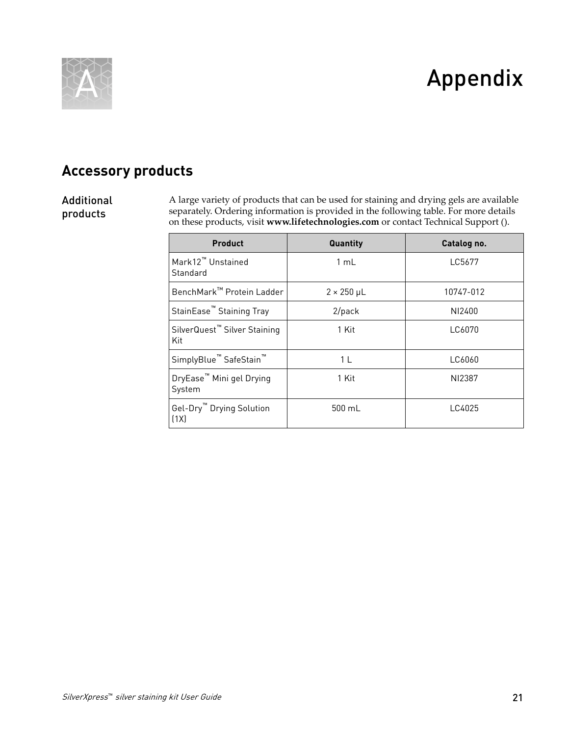# Appendix

## Accessory products

### Additional products

A large variety of products that can be used for staining and drying gels are available separately. Ordering information is provided in the following table. For more details on these products, visit **www.lifetechnologies.com** or contact Technical Support ().

| Product | Quantity | Catalog no. |
|---|---|---|
| Mark12™ Unstained Standard | 1 mL | LC5677 |
| BenchMark™ Protein Ladder | 2 × 250 µL | 10747-012 |
| StainEase™ Staining Tray | 2/pack | NI2400 |
| SilverQuest™ Silver Staining Kit | 1 Kit | LC6070 |
| SimplyBlue™ SafeStain™ | 1 L | LC6060 |
| DryEase™ Mini gel Drying System | 1 Kit | NI2387 |
| Gel-Dry™ Drying Solution (1X) | 500 mL | LC4025 |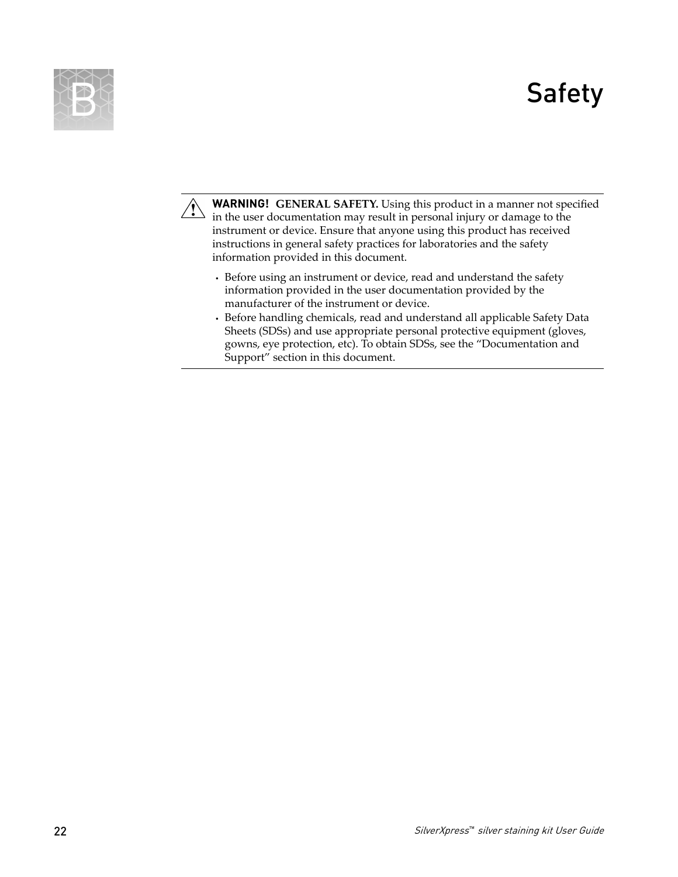# B Safety

> **WARNING! GENERAL SAFETY.** Using this product in a manner not specified in the user documentation may result in personal injury or damage to the instrument or device. Ensure that anyone using this product has received instructions in general safety practices for laboratories and the safety information provided in this document.
>
> - Before using an instrument or device, read and understand the safety information provided in the user documentation provided by the manufacturer of the instrument or device.
> - Before handling chemicals, read and understand all applicable Safety Data Sheets (SDSs) and use appropriate personal protective equipment (gloves, gowns, eye protection, etc). To obtain SDSs, see the "Documentation and Support" section in this document.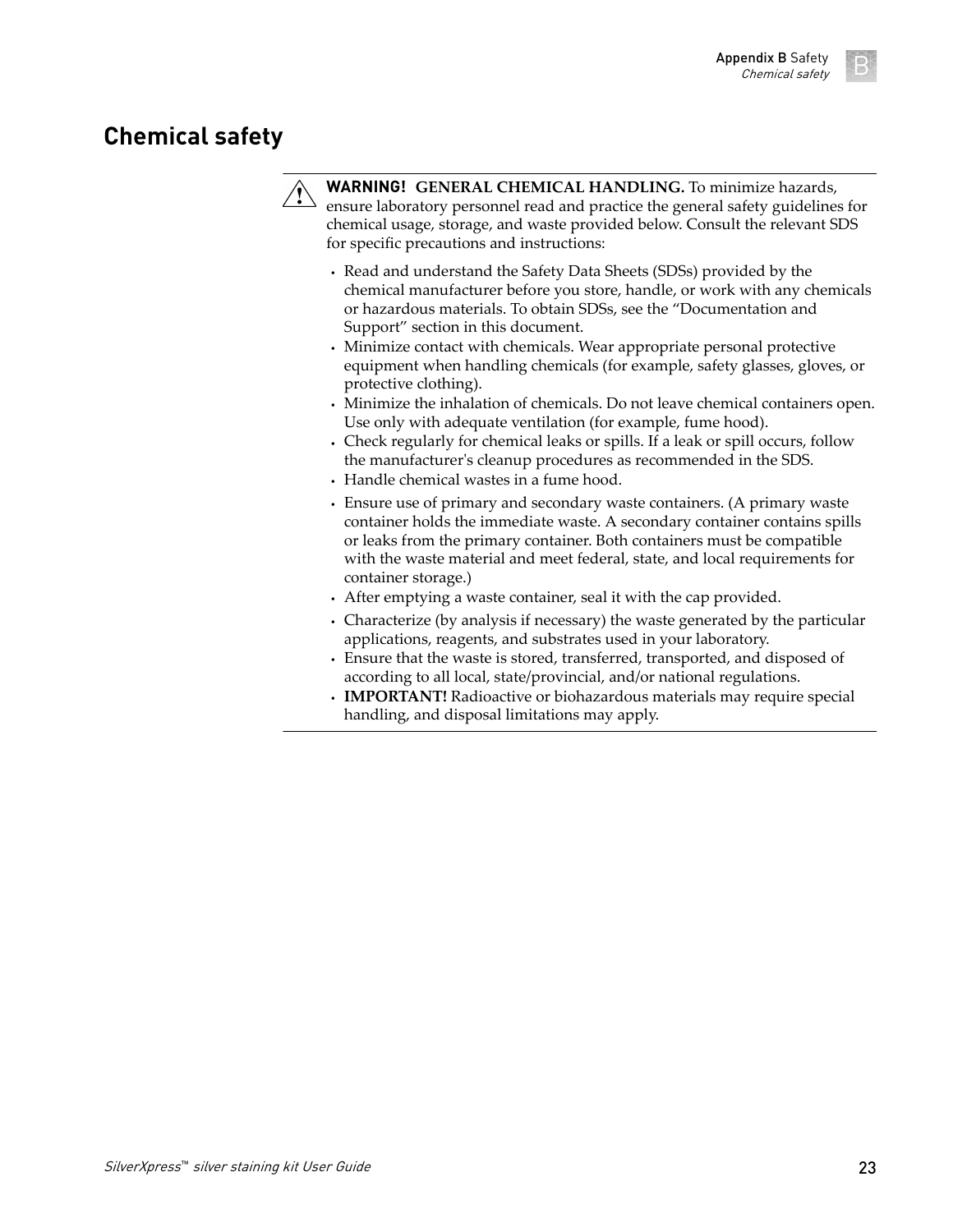## Chemical safety

**WARNING! GENERAL CHEMICAL HANDLING.** To minimize hazards, ensure laboratory personnel read and practice the general safety guidelines for chemical usage, storage, and waste provided below. Consult the relevant SDS for specific precautions and instructions:

- Read and understand the Safety Data Sheets (SDSs) provided by the chemical manufacturer before you store, handle, or work with any chemicals or hazardous materials. To obtain SDSs, see the "Documentation and Support" section in this document.
- Minimize contact with chemicals. Wear appropriate personal protective equipment when handling chemicals (for example, safety glasses, gloves, or protective clothing).
- Minimize the inhalation of chemicals. Do not leave chemical containers open. Use only with adequate ventilation (for example, fume hood).
- Check regularly for chemical leaks or spills. If a leak or spill occurs, follow the manufacturer's cleanup procedures as recommended in the SDS.
- Handle chemical wastes in a fume hood.
- Ensure use of primary and secondary waste containers. (A primary waste container holds the immediate waste. A secondary container contains spills or leaks from the primary container. Both containers must be compatible with the waste material and meet federal, state, and local requirements for container storage.)
- After emptying a waste container, seal it with the cap provided.
- Characterize (by analysis if necessary) the waste generated by the particular applications, reagents, and substrates used in your laboratory.
- Ensure that the waste is stored, transferred, transported, and disposed of according to all local, state/provincial, and/or national regulations.
- **IMPORTANT!** Radioactive or biohazardous materials may require special handling, and disposal limitations may apply.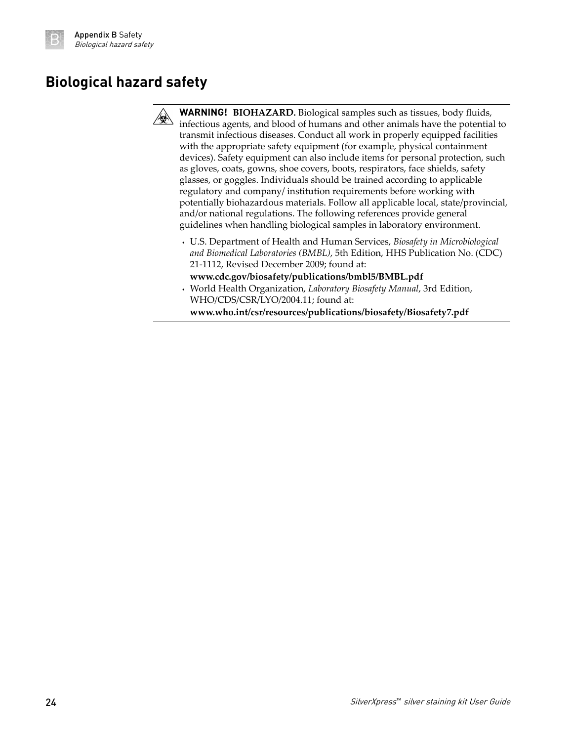## Biological hazard safety

**WARNING! BIOHAZARD.** Biological samples such as tissues, body fluids, infectious agents, and blood of humans and other animals have the potential to transmit infectious diseases. Conduct all work in properly equipped facilities with the appropriate safety equipment (for example, physical containment devices). Safety equipment can also include items for personal protection, such as gloves, coats, gowns, shoe covers, boots, respirators, face shields, safety glasses, or goggles. Individuals should be trained according to applicable regulatory and company/ institution requirements before working with potentially biohazardous materials. Follow all applicable local, state/provincial, and/or national regulations. The following references provide general guidelines when handling biological samples in laboratory environment.

- U.S. Department of Health and Human Services, *Biosafety in Microbiological and Biomedical Laboratories (BMBL)*, 5th Edition, HHS Publication No. (CDC) 21-1112, Revised December 2009; found at: **www.cdc.gov/biosafety/publications/bmbl5/BMBL.pdf**
- World Health Organization, *Laboratory Biosafety Manual*, 3rd Edition, WHO/CDS/CSR/LYO/2004.11; found at: **www.who.int/csr/resources/publications/biosafety/Biosafety7.pdf**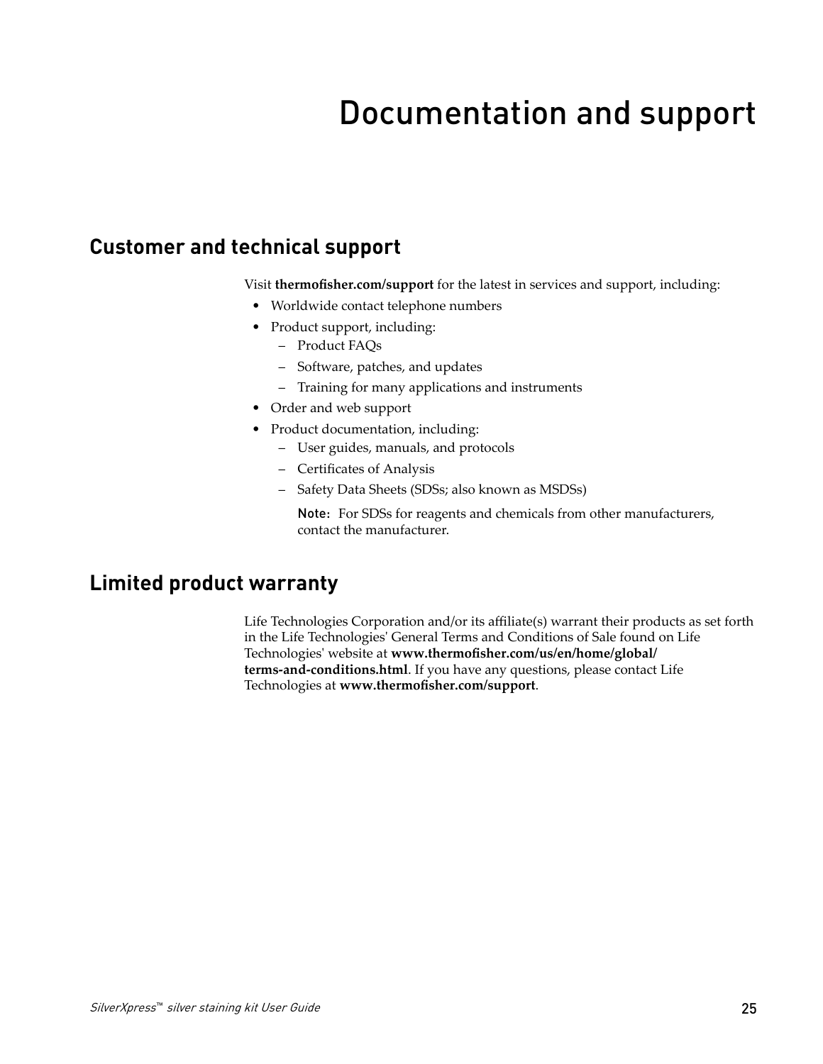# Documentation and support

## Customer and technical support

Visit **thermofisher.com/support** for the latest in services and support, including:

- Worldwide contact telephone numbers
- Product support, including:
  - Product FAQs
  - Software, patches, and updates
  - Training for many applications and instruments
- Order and web support
- Product documentation, including:
  - User guides, manuals, and protocols
  - Certificates of Analysis
  - Safety Data Sheets (SDSs; also known as MSDSs)

    Note: For SDSs for reagents and chemicals from other manufacturers, contact the manufacturer.

## Limited product warranty

Life Technologies Corporation and/or its affiliate(s) warrant their products as set forth in the Life Technologies' General Terms and Conditions of Sale found on Life Technologies' website at **www.thermofisher.com/us/en/home/global/terms-and-conditions.html**. If you have any questions, please contact Life Technologies at **www.thermofisher.com/support**.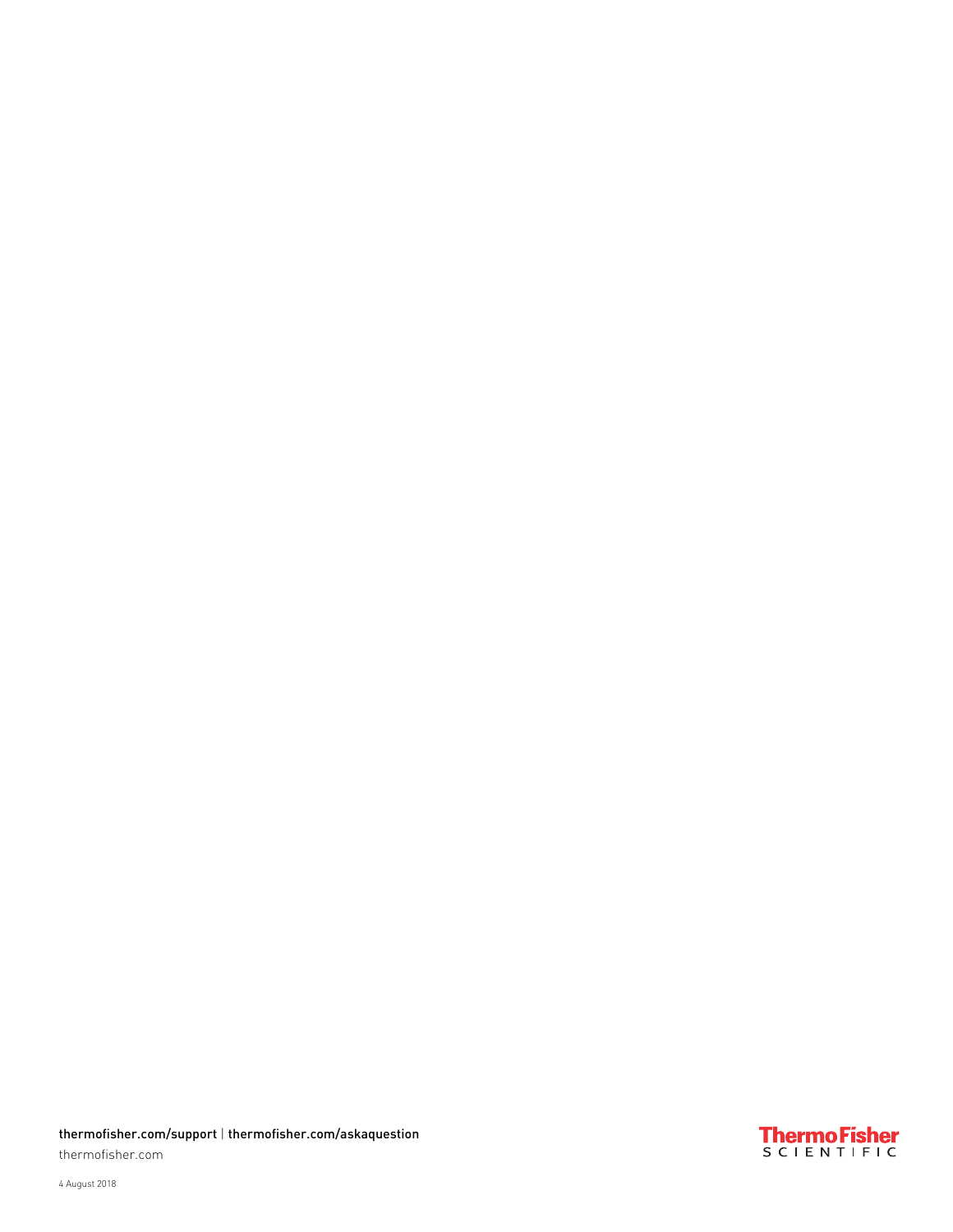thermofisher.com/support | thermofisher.com/askaquestion

thermofisher.com

4 August 2018

Thermo Fisher
SCIENTIFIC